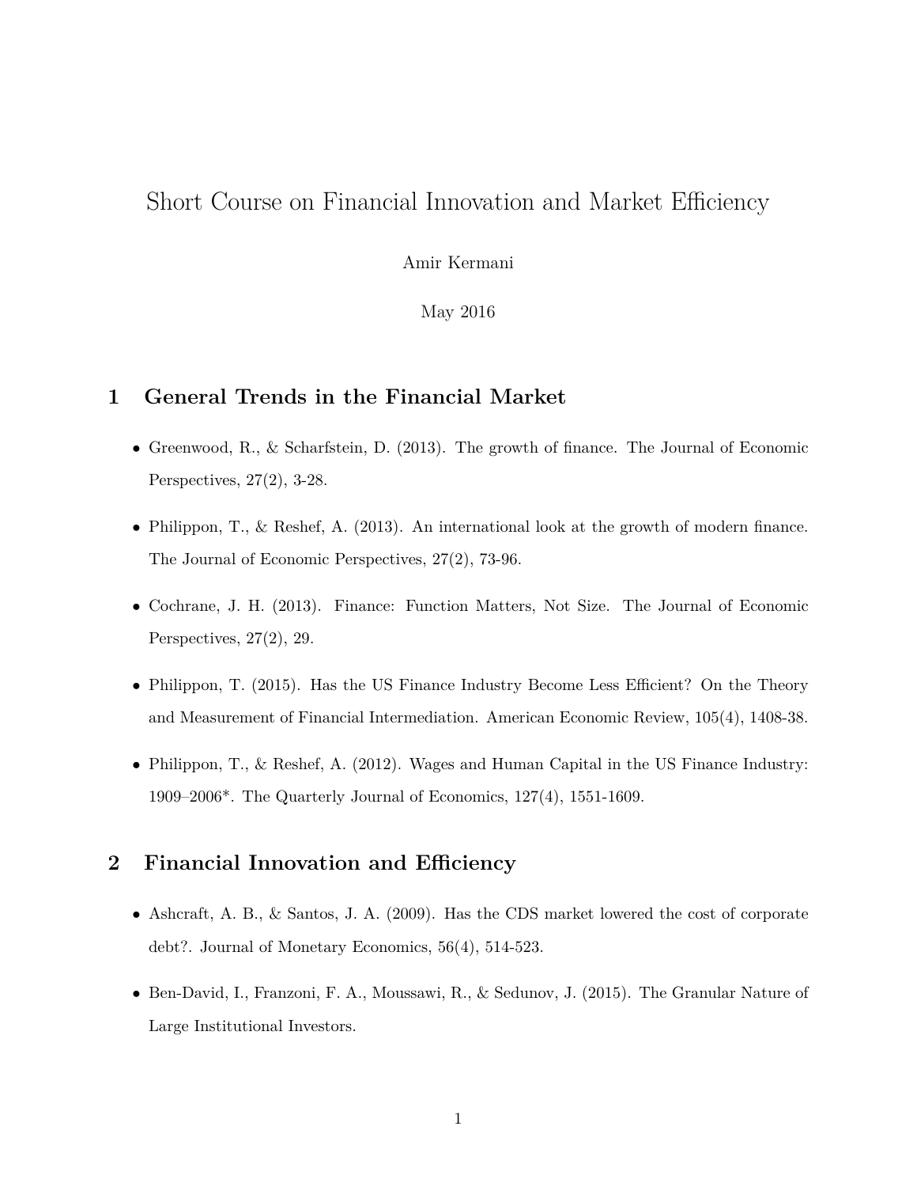# Short Course on Financial Innovation and Market Efficiency

Amir Kermani

May 2016

## 1 General Trends in the Financial Market

- Greenwood, R., & Scharfstein, D. (2013). The growth of finance. The Journal of Economic Perspectives, 27(2), 3-28.
- Philippon, T., & Reshef, A. (2013). An international look at the growth of modern finance. The Journal of Economic Perspectives, 27(2), 73-96.
- Cochrane, J. H. (2013). Finance: Function Matters, Not Size. The Journal of Economic Perspectives, 27(2), 29.
- Philippon, T. (2015). Has the US Finance Industry Become Less Efficient? On the Theory and Measurement of Financial Intermediation. American Economic Review, 105(4), 1408-38.
- Philippon, T., & Reshef, A. (2012). Wages and Human Capital in the US Finance Industry: 1909–2006*. The Quarterly Journal of Economics, 127(4), 1551-1609.

## 2 Financial Innovation and Efficiency

- Ashcraft, A. B., & Santos, J. A. (2009). Has the CDS market lowered the cost of corporate debt?. Journal of Monetary Economics, 56(4), 514-523.
- Ben-David, I., Franzoni, F. A., Moussawi, R., & Sedunov, J. (2015). The Granular Nature of Large Institutional Investors.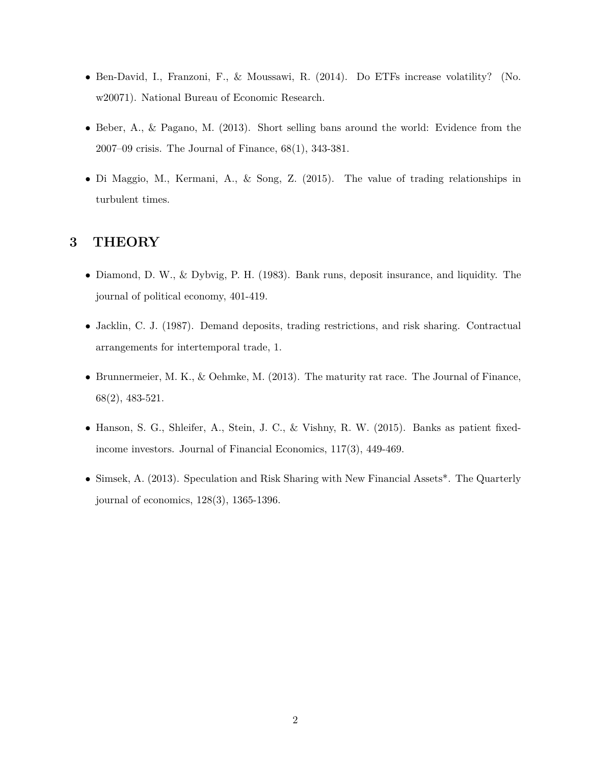- Ben-David, I., Franzoni, F., & Moussawi, R. (2014). Do ETFs increase volatility? (No. w20071). National Bureau of Economic Research.
- Beber, A., & Pagano, M. (2013). Short selling bans around the world: Evidence from the 2007–09 crisis. The Journal of Finance, 68(1), 343-381.
- Di Maggio, M., Kermani, A., & Song, Z. (2015). The value of trading relationships in turbulent times.

# 3 THEORY

- Diamond, D. W., & Dybvig, P. H. (1983). Bank runs, deposit insurance, and liquidity. The journal of political economy, 401-419.
- Jacklin, C. J. (1987). Demand deposits, trading restrictions, and risk sharing. Contractual arrangements for intertemporal trade, 1.
- Brunnermeier, M. K., & Oehmke, M. (2013). The maturity rat race. The Journal of Finance, 68(2), 483-521.
- Hanson, S. G., Shleifer, A., Stein, J. C., & Vishny, R. W. (2015). Banks as patient fixed-income investors. Journal of Financial Economics, 117(3), 449-469.
- Simsek, A. (2013). Speculation and Risk Sharing with New Financial Assets*. The Quarterly journal of economics, 128(3), 1365-1396.